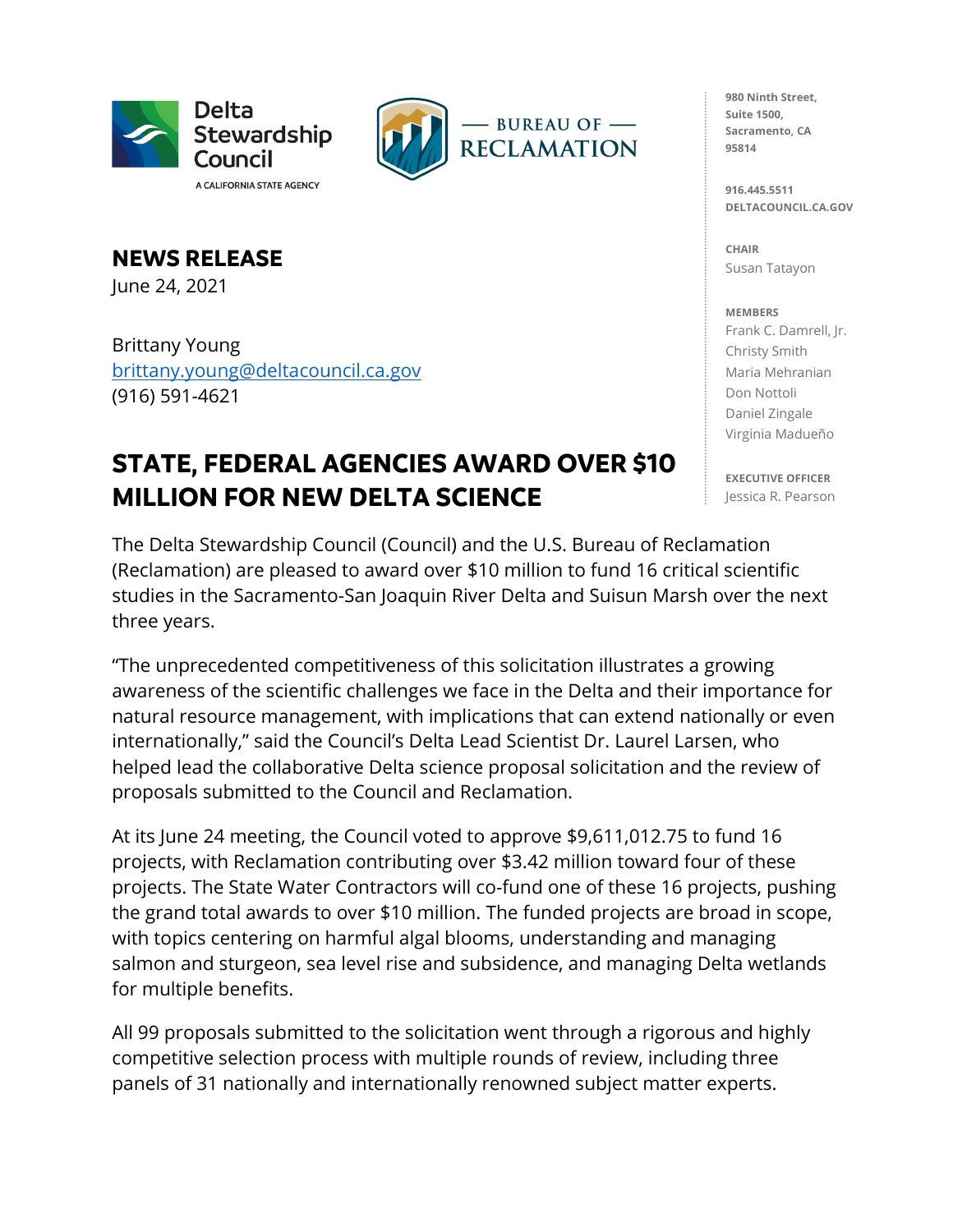Delta Stewardship Council
A CALIFORNIA STATE AGENCY

BUREAU OF RECLAMATION

980 Ninth Street,
Suite 1500,
Sacramento, CA
95814

916.445.5511
DELTACOUNCIL.CA.GOV

CHAIR
Susan Tatayon

MEMBERS
Frank C. Damrell, Jr.
Christy Smith
Maria Mehranian
Don Nottoli
Daniel Zingale
Virginia Madueño

EXECUTIVE OFFICER
Jessica R. Pearson

## NEWS RELEASE

June 24, 2021

Brittany Young
brittany.young@deltacouncil.ca.gov
(916) 591-4621

# STATE, FEDERAL AGENCIES AWARD OVER $10 MILLION FOR NEW DELTA SCIENCE

The Delta Stewardship Council (Council) and the U.S. Bureau of Reclamation (Reclamation) are pleased to award over $10 million to fund 16 critical scientific studies in the Sacramento-San Joaquin River Delta and Suisun Marsh over the next three years.

"The unprecedented competitiveness of this solicitation illustrates a growing awareness of the scientific challenges we face in the Delta and their importance for natural resource management, with implications that can extend nationally or even internationally," said the Council's Delta Lead Scientist Dr. Laurel Larsen, who helped lead the collaborative Delta science proposal solicitation and the review of proposals submitted to the Council and Reclamation.

At its June 24 meeting, the Council voted to approve $9,611,012.75 to fund 16 projects, with Reclamation contributing over $3.42 million toward four of these projects. The State Water Contractors will co-fund one of these 16 projects, pushing the grand total awards to over $10 million. The funded projects are broad in scope, with topics centering on harmful algal blooms, understanding and managing salmon and sturgeon, sea level rise and subsidence, and managing Delta wetlands for multiple benefits.

All 99 proposals submitted to the solicitation went through a rigorous and highly competitive selection process with multiple rounds of review, including three panels of 31 nationally and internationally renowned subject matter experts.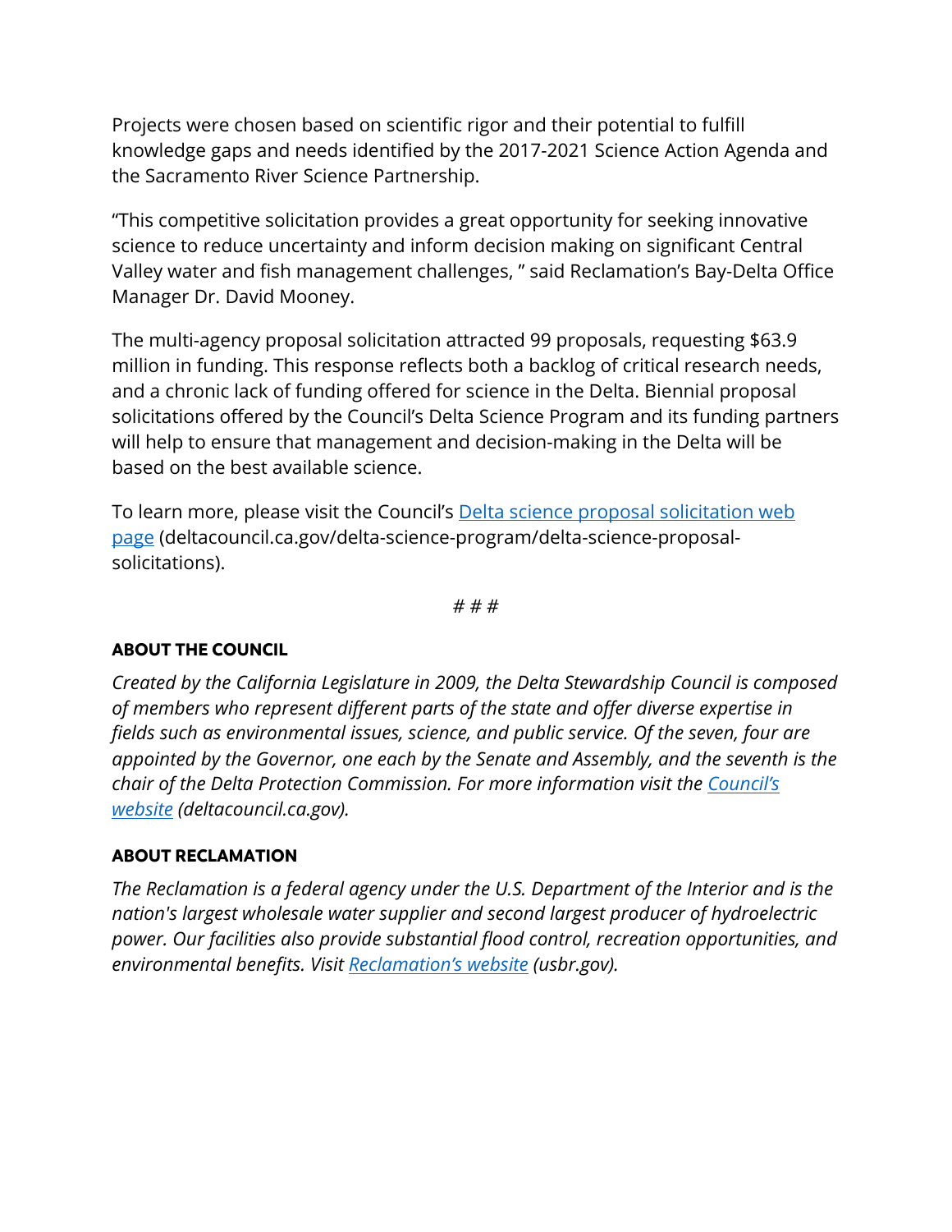Projects were chosen based on scientific rigor and their potential to fulfill knowledge gaps and needs identified by the 2017-2021 Science Action Agenda and the Sacramento River Science Partnership.

“This competitive solicitation provides a great opportunity for seeking innovative science to reduce uncertainty and inform decision making on significant Central Valley water and fish management challenges, ” said Reclamation’s Bay-Delta Office Manager Dr. David Mooney.

The multi-agency proposal solicitation attracted 99 proposals, requesting $63.9 million in funding. This response reflects both a backlog of critical research needs, and a chronic lack of funding offered for science in the Delta. Biennial proposal solicitations offered by the Council’s Delta Science Program and its funding partners will help to ensure that management and decision-making in the Delta will be based on the best available science.

To learn more, please visit the Council’s [Delta science proposal solicitation web page](deltacouncil.ca.gov/delta-science-program/delta-science-proposal-solicitations) (deltacouncil.ca.gov/delta-science-program/delta-science-proposal-solicitations).

# # #

**ABOUT THE COUNCIL**

*Created by the California Legislature in 2009, the Delta Stewardship Council is composed of members who represent different parts of the state and offer diverse expertise in fields such as environmental issues, science, and public service. Of the seven, four are appointed by the Governor, one each by the Senate and Assembly, and the seventh is the chair of the Delta Protection Commission. For more information visit the [Council’s website](deltacouncil.ca.gov) (deltacouncil.ca.gov).*

**ABOUT RECLAMATION**

*The Reclamation is a federal agency under the U.S. Department of the Interior and is the nation's largest wholesale water supplier and second largest producer of hydroelectric power. Our facilities also provide substantial flood control, recreation opportunities, and environmental benefits. Visit [Reclamation’s website](usbr.gov) (usbr.gov).*